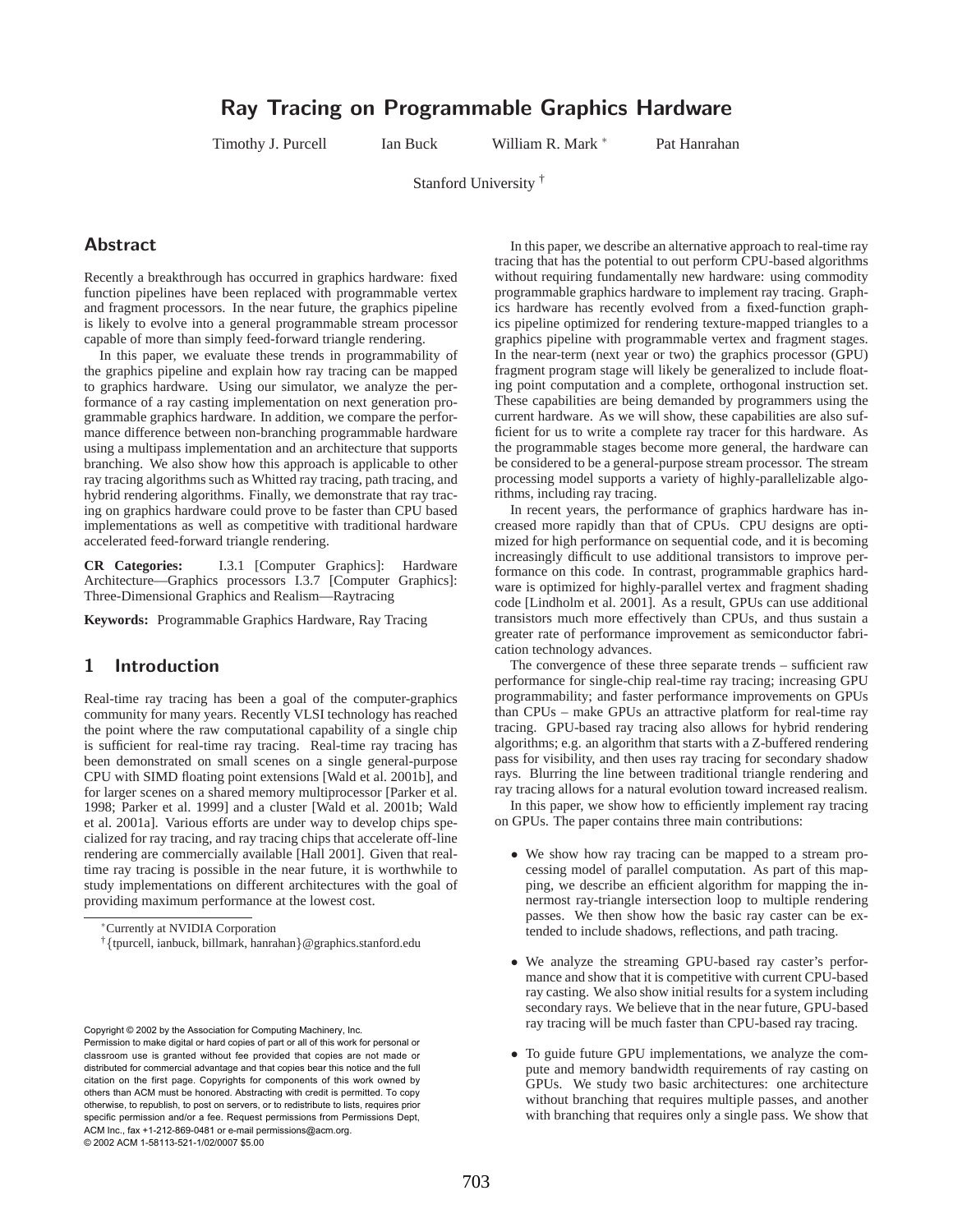# Ray Tracing on Programmable Graphics Hardware

Timothy J. Purcell Ian Buck William R. Mark [*] Pat Hanrahan

Stanford University [†]

## Abstract

Recently a breakthrough has occurred in graphics hardware: fixed function pipelines have been replaced with programmable vertex and fragment processors. In the near future, the graphics pipeline is likely to evolve into a general programmable stream processor capable of more than simply feed-forward triangle rendering.

In this paper, we evaluate these trends in programmability of the graphics pipeline and explain how ray tracing can be mapped to graphics hardware. Using our simulator, we analyze the performance of a ray casting implementation on next generation programmable graphics hardware. In addition, we compare the performance difference between non-branching programmable hardware using a multipass implementation and an architecture that supports branching. We also show how this approach is applicable to other ray tracing algorithms such as Whitted ray tracing, path tracing, and hybrid rendering algorithms. Finally, we demonstrate that ray tracing on graphics hardware could prove to be faster than CPU based implementations as well as competitive with traditional hardware accelerated feed-forward triangle rendering.

**CR Categories:** I.3.1 [Computer Graphics]: Hardware Architecture—Graphics processors I.3.7 [Computer Graphics]: Three-Dimensional Graphics and Realism—Raytracing

**Keywords:** Programmable Graphics Hardware, Ray Tracing

## 1 Introduction

Real-time ray tracing has been a goal of the computer-graphics community for many years. Recently VLSI technology has reached the point where the raw computational capability of a single chip is sufficient for real-time ray tracing. Real-time ray tracing has been demonstrated on small scenes on a single general-purpose CPU with SIMD floating point extensions [Wald et al. 2001b], and for larger scenes on a shared memory multiprocessor [Parker et al. 1998; Parker et al. 1999] and a cluster [Wald et al. 2001b; Wald et al. 2001a]. Various efforts are under way to develop chips specialized for ray tracing, and ray tracing chips that accelerate off-line rendering are commercially available [Hall 2001]. Given that real-time ray tracing is possible in the near future, it is worthwhile to study implementations on different architectures with the goal of providing maximum performance at the lowest cost.

[*] Currently at NVIDIA Corporation

[†] {tpurcell, ianbuck, billmark, hanrahan}@graphics.stanford.edu

Copyright © 2002 by the Association for Computing Machinery, Inc.
Permission to make digital or hard copies of part or all of this work for personal or classroom use is granted without fee provided that copies are not made or distributed for commercial advantage and that copies bear this notice and the full citation on the first page. Copyrights for components of this work owned by others than ACM must be honored. Abstracting with credit is permitted. To copy otherwise, to republish, to post on servers, or to redistribute to lists, requires prior specific permission and/or a fee. Request permissions from Permissions Dept, ACM Inc., fax +1-212-869-0481 or e-mail permissions@acm.org.
© 2002 ACM 1-58113-521-1/02/0007 $5.00

In this paper, we describe an alternative approach to real-time ray tracing that has the potential to out perform CPU-based algorithms without requiring fundamentally new hardware: using commodity programmable graphics hardware to implement ray tracing. Graphics hardware has recently evolved from a fixed-function graphics pipeline optimized for rendering texture-mapped triangles to a graphics pipeline with programmable vertex and fragment stages. In the near-term (next year or two) the graphics processor (GPU) fragment program stage will likely be generalized to include floating point computation and a complete, orthogonal instruction set. These capabilities are being demanded by programmers using the current hardware. As we will show, these capabilities are also sufficient for us to write a complete ray tracer for this hardware. As the programmable stages become more general, the hardware can be considered to be a general-purpose stream processor. The stream processing model supports a variety of highly-parallelizable algorithms, including ray tracing.

In recent years, the performance of graphics hardware has increased more rapidly than that of CPUs. CPU designs are optimized for high performance on sequential code, and it is becoming increasingly difficult to use additional transistors to improve performance on this code. In contrast, programmable graphics hardware is optimized for highly-parallel vertex and fragment shading code [Lindholm et al. 2001]. As a result, GPUs can use additional transistors much more effectively than CPUs, and thus sustain a greater rate of performance improvement as semiconductor fabrication technology advances.

The convergence of these three separate trends – sufficient raw performance for single-chip real-time ray tracing; increasing GPU programmability; and faster performance improvements on GPUs than CPUs – make GPUs an attractive platform for real-time ray tracing. GPU-based ray tracing also allows for hybrid rendering algorithms; e.g. an algorithm that starts with a Z-buffered rendering pass for visibility, and then uses ray tracing for secondary shadow rays. Blurring the line between traditional triangle rendering and ray tracing allows for a natural evolution toward increased realism.

In this paper, we show how to efficiently implement ray tracing on GPUs. The paper contains three main contributions:

- We show how ray tracing can be mapped to a stream processing model of parallel computation. As part of this mapping, we describe an efficient algorithm for mapping the innermost ray-triangle intersection loop to multiple rendering passes. We then show how the basic ray caster can be extended to include shadows, reflections, and path tracing.

- We analyze the streaming GPU-based ray caster's performance and show that it is competitive with current CPU-based ray casting. We also show initial results for a system including secondary rays. We believe that in the near future, GPU-based ray tracing will be much faster than CPU-based ray tracing.

- To guide future GPU implementations, we analyze the compute and memory bandwidth requirements of ray casting on GPUs. We study two basic architectures: one architecture without branching that requires multiple passes, and another with branching that requires only a single pass. We show that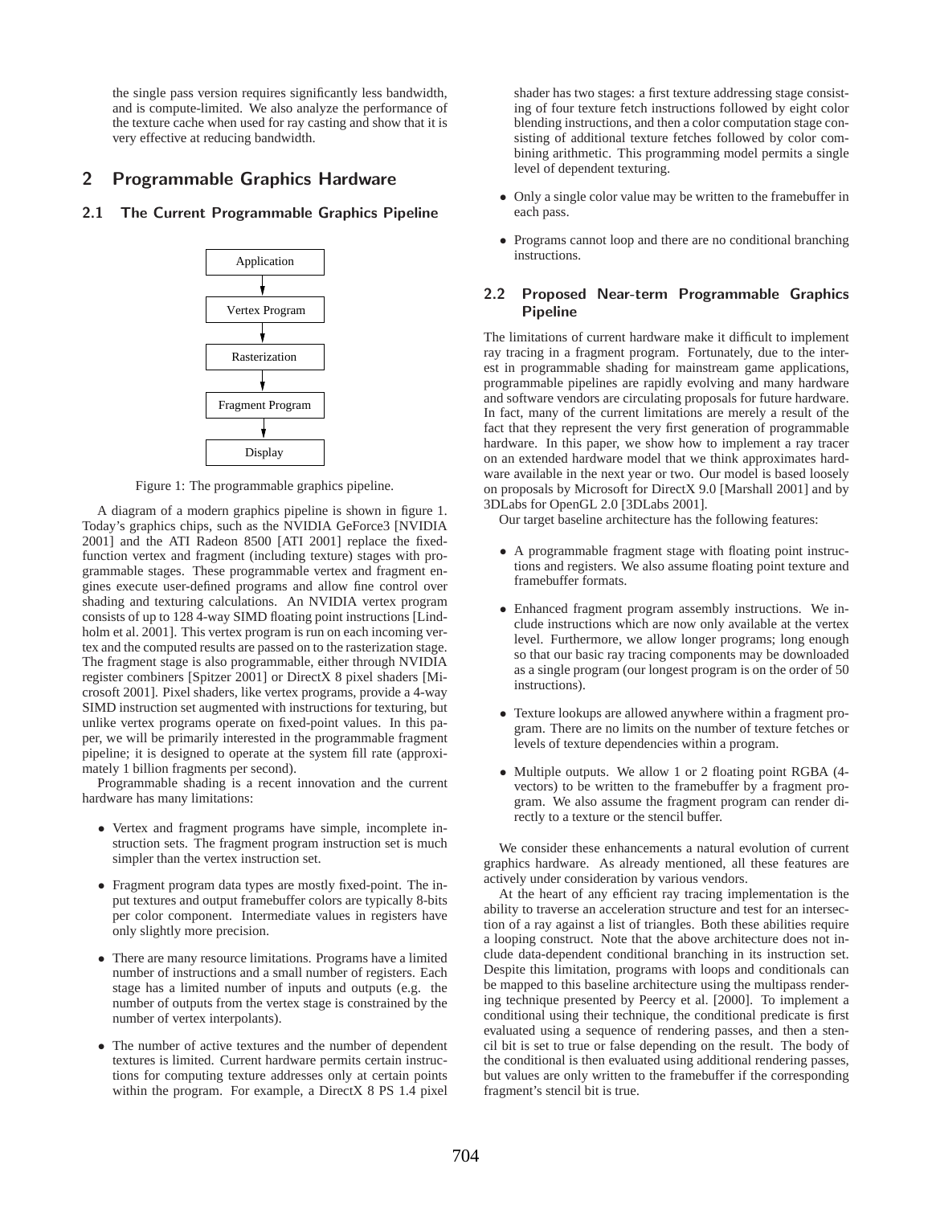the single pass version requires significantly less bandwidth, and is compute-limited. We also analyze the performance of the texture cache when used for ray casting and show that it is very effective at reducing bandwidth.

## 2 Programmable Graphics Hardware

### 2.1 The Current Programmable Graphics Pipeline

Application

Vertex Program

Rasterization

Fragment Program

Display

Figure 1: The programmable graphics pipeline.

A diagram of a modern graphics pipeline is shown in figure 1. Today's graphics chips, such as the NVIDIA GeForce3 [NVIDIA 2001] and the ATI Radeon 8500 [ATI 2001] replace the fixed-function vertex and fragment (including texture) stages with programmable stages. These programmable vertex and fragment engines execute user-defined programs and allow fine control over shading and texturing calculations. An NVIDIA vertex program consists of up to 128 4-way SIMD floating point instructions [Lindholm et al. 2001]. This vertex program is run on each incoming vertex and the computed results are passed on to the rasterization stage. The fragment stage is also programmable, either through NVIDIA register combiners [Spitzer 2001] or DirectX 8 pixel shaders [Microsoft 2001]. Pixel shaders, like vertex programs, provide a 4-way SIMD instruction set augmented with instructions for texturing, but unlike vertex programs operate on fixed-point values. In this paper, we will be primarily interested in the programmable fragment pipeline; it is designed to operate at the system fill rate (approximately 1 billion fragments per second).

Programmable shading is a recent innovation and the current hardware has many limitations:

- Vertex and fragment programs have simple, incomplete instruction sets. The fragment program instruction set is much simpler than the vertex instruction set.
- Fragment program data types are mostly fixed-point. The input textures and output framebuffer colors are typically 8-bits per color component. Intermediate values in registers have only slightly more precision.
- There are many resource limitations. Programs have a limited number of instructions and a small number of registers. Each stage has a limited number of inputs and outputs (e.g. the number of outputs from the vertex stage is constrained by the number of vertex interpolants).
- The number of active textures and the number of dependent textures is limited. Current hardware permits certain instructions for computing texture addresses only at certain points within the program. For example, a DirectX 8 PS 1.4 pixel shader has two stages: a first texture addressing stage consisting of four texture fetch instructions followed by eight color blending instructions, and then a color computation stage consisting of additional texture fetches followed by color combining arithmetic. This programming model permits a single level of dependent texturing.
- Only a single color value may be written to the framebuffer in each pass.
- Programs cannot loop and there are no conditional branching instructions.

### 2.2 Proposed Near-term Programmable Graphics Pipeline

The limitations of current hardware make it difficult to implement ray tracing in a fragment program. Fortunately, due to the interest in programmable shading for mainstream game applications, programmable pipelines are rapidly evolving and many hardware and software vendors are circulating proposals for future hardware. In fact, many of the current limitations are merely a result of the fact that they represent the very first generation of programmable hardware. In this paper, we show how to implement a ray tracer on an extended hardware model that we think approximates hardware available in the next year or two. Our model is based loosely on proposals by Microsoft for DirectX 9.0 [Marshall 2001] and by 3DLabs for OpenGL 2.0 [3DLabs 2001].

Our target baseline architecture has the following features:

- A programmable fragment stage with floating point instructions and registers. We also assume floating point texture and framebuffer formats.
- Enhanced fragment program assembly instructions. We include instructions which are now only available at the vertex level. Furthermore, we allow longer programs; long enough so that our basic ray tracing components may be downloaded as a single program (our longest program is on the order of 50 instructions).
- Texture lookups are allowed anywhere within a fragment program. There are no limits on the number of texture fetches or levels of texture dependencies within a program.
- Multiple outputs. We allow 1 or 2 floating point RGBA (4-vectors) to be written to the framebuffer by a fragment program. We also assume the fragment program can render directly to a texture or the stencil buffer.

We consider these enhancements a natural evolution of current graphics hardware. As already mentioned, all these features are actively under consideration by various vendors.

At the heart of any efficient ray tracing implementation is the ability to traverse an acceleration structure and test for an intersection of a ray against a list of triangles. Both these abilities require a looping construct. Note that the above architecture does not include data-dependent conditional branching in its instruction set. Despite this limitation, programs with loops and conditionals can be mapped to this baseline architecture using the multipass rendering technique presented by Peercy et al. [2000]. To implement a conditional using their technique, the conditional predicate is first evaluated using a sequence of rendering passes, and then a stencil bit is set to true or false depending on the result. The body of the conditional is then evaluated using additional rendering passes, but values are only written to the framebuffer if the corresponding fragment's stencil bit is true.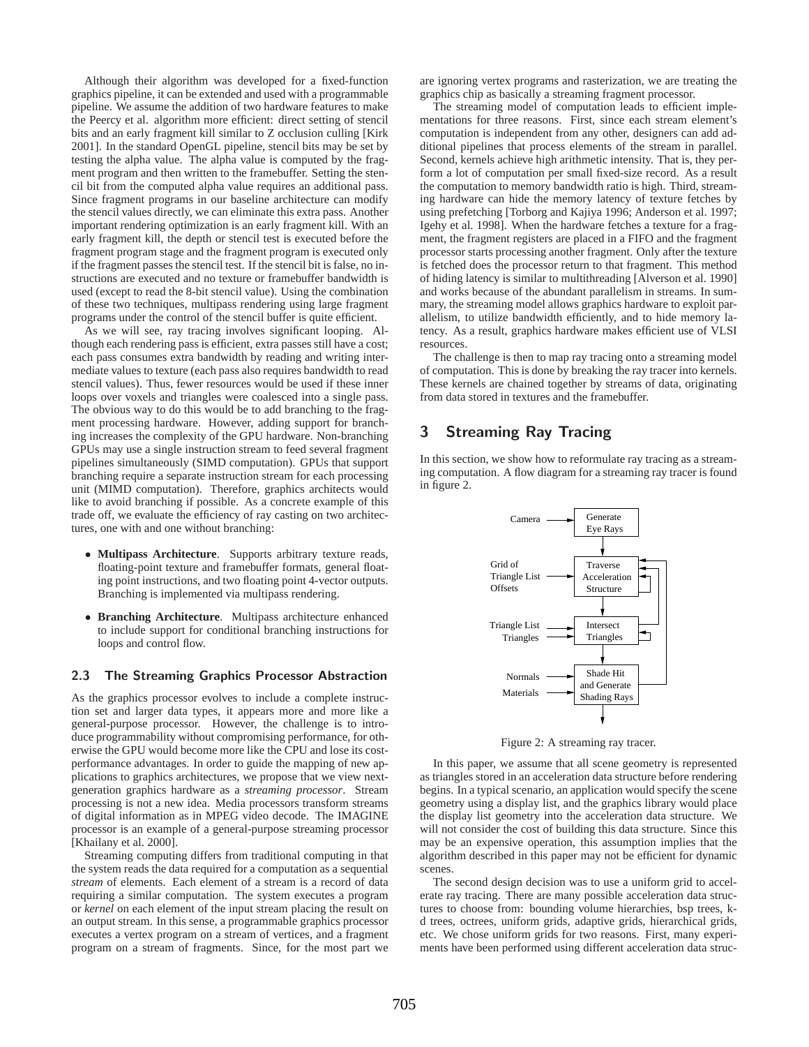Although their algorithm was developed for a fixed-function graphics pipeline, it can be extended and used with a programmable pipeline. We assume the addition of two hardware features to make the Peercy et al. algorithm more efficient: direct setting of stencil bits and an early fragment kill similar to Z occlusion culling [Kirk 2001]. In the standard OpenGL pipeline, stencil bits may be set by testing the alpha value. The alpha value is computed by the fragment program and then written to the framebuffer. Setting the stencil bit from the computed alpha value requires an additional pass. Since fragment programs in our baseline architecture can modify the stencil values directly, we can eliminate this extra pass. Another important rendering optimization is an early fragment kill. With an early fragment kill, the depth or stencil test is executed before the fragment program stage and the fragment program is executed only if the fragment passes the stencil test. If the stencil bit is false, no instructions are executed and no texture or framebuffer bandwidth is used (except to read the 8-bit stencil value). Using the combination of these two techniques, multipass rendering using large fragment programs under the control of the stencil buffer is quite efficient.

As we will see, ray tracing involves significant looping. Although each rendering pass is efficient, extra passes still have a cost; each pass consumes extra bandwidth by reading and writing intermediate values to texture (each pass also requires bandwidth to read stencil values). Thus, fewer resources would be used if these inner loops over voxels and triangles were coalesced into a single pass. The obvious way to do this would be to add branching to the fragment processing hardware. However, adding support for branching increases the complexity of the GPU hardware. Non-branching GPUs may use a single instruction stream to feed several fragment pipelines simultaneously (SIMD computation). GPUs that support branching require a separate instruction stream for each processing unit (MIMD computation). Therefore, graphics architects would like to avoid branching if possible. As a concrete example of this trade off, we evaluate the efficiency of ray casting on two architectures, one with and one without branching:

- **Multipass Architecture**. Supports arbitrary texture reads, floating-point texture and framebuffer formats, general floating point instructions, and two floating point 4-vector outputs. Branching is implemented via multipass rendering.
- **Branching Architecture**. Multipass architecture enhanced to include support for conditional branching instructions for loops and control flow.

### 2.3 The Streaming Graphics Processor Abstraction

As the graphics processor evolves to include a complete instruction set and larger data types, it appears more and more like a general-purpose processor. However, the challenge is to introduce programmability without compromising performance, for otherwise the GPU would become more like the CPU and lose its cost-performance advantages. In order to guide the mapping of new applications to graphics architectures, we propose that we view next-generation graphics hardware as a *streaming processor*. Stream processing is not a new idea. Media processors transform streams of digital information as in MPEG video decode. The IMAGINE processor is an example of a general-purpose streaming processor [Khailany et al. 2000].

Streaming computing differs from traditional computing in that the system reads the data required for a computation as a sequential *stream* of elements. Each element of a stream is a record of data requiring a similar computation. The system executes a program or *kernel* on each element of the input stream placing the result on an output stream. In this sense, a programmable graphics processor executes a vertex program on a stream of vertices, and a fragment program on a stream of fragments. Since, for the most part we are ignoring vertex programs and rasterization, we are treating the graphics chip as basically a streaming fragment processor.

The streaming model of computation leads to efficient implementations for three reasons. First, since each stream element's computation is independent from any other, designers can add additional pipelines that process elements of the stream in parallel. Second, kernels achieve high arithmetic intensity. That is, they perform a lot of computation per small fixed-size record. As a result the computation to memory bandwidth ratio is high. Third, streaming hardware can hide the memory latency of texture fetches by using prefetching [Torborg and Kajiya 1996; Anderson et al. 1997; Igehy et al. 1998]. When the hardware fetches a texture for a fragment, the fragment registers are placed in a FIFO and the fragment processor starts processing another fragment. Only after the texture is fetched does the processor return to that fragment. This method of hiding latency is similar to multithreading [Alverson et al. 1990] and works because of the abundant parallelism in streams. In summary, the streaming model allows graphics hardware to exploit parallelism, to utilize bandwidth efficiently, and to hide memory latency. As a result, graphics hardware makes efficient use of VLSI resources.

The challenge is then to map ray tracing onto a streaming model of computation. This is done by breaking the ray tracer into kernels. These kernels are chained together by streams of data, originating from data stored in textures and the framebuffer.

## 3 Streaming Ray Tracing

In this section, we show how to reformulate ray tracing as a streaming computation. A flow diagram for a streaming ray tracer is found in figure 2.

Camera

Generate Eye Rays

Grid of Triangle List Offsets

Traverse Acceleration Structure

Triangle List

Triangles

Intersect Triangles

Normals

Materials

Shade Hit and Generate Shading Rays

Figure 2: A streaming ray tracer.

In this paper, we assume that all scene geometry is represented as triangles stored in an acceleration data structure before rendering begins. In a typical scenario, an application would specify the scene geometry using a display list, and the graphics library would place the display list geometry into the acceleration data structure. We will not consider the cost of building this data structure. Since this may be an expensive operation, this assumption implies that the algorithm described in this paper may not be efficient for dynamic scenes.

The second design decision was to use a uniform grid to accelerate ray tracing. There are many possible acceleration data structures to choose from: bounding volume hierarchies, bsp trees, k-d trees, octrees, uniform grids, adaptive grids, hierarchical grids, etc. We chose uniform grids for two reasons. First, many experiments have been performed using different acceleration data struc-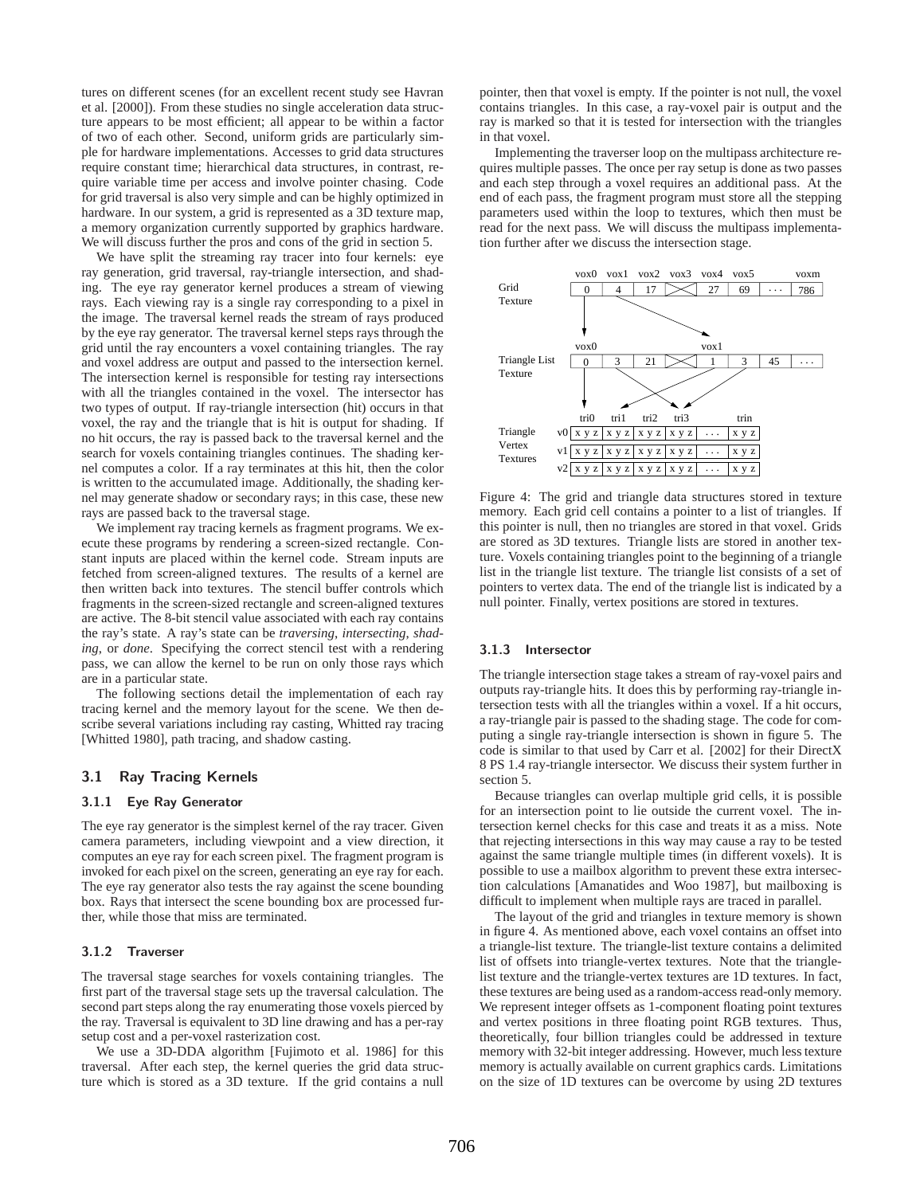tures on different scenes (for an excellent recent study see Havran et al. [2000]). From these studies no single acceleration data structure appears to be most efficient; all appear to be within a factor of two of each other. Second, uniform grids are particularly simple for hardware implementations. Accesses to grid data structures require constant time; hierarchical data structures, in contrast, require variable time per access and involve pointer chasing. Code for grid traversal is also very simple and can be highly optimized in hardware. In our system, a grid is represented as a 3D texture map, a memory organization currently supported by graphics hardware. We will discuss further the pros and cons of the grid in section 5.

We have split the streaming ray tracer into four kernels: eye ray generation, grid traversal, ray-triangle intersection, and shading. The eye ray generator kernel produces a stream of viewing rays. Each viewing ray is a single ray corresponding to a pixel in the image. The traversal kernel reads the stream of rays produced by the eye ray generator. The traversal kernel steps rays through the grid until the ray encounters a voxel containing triangles. The ray and voxel address are output and passed to the intersection kernel. The intersection kernel is responsible for testing ray intersections with all the triangles contained in the voxel. The intersector has two types of output. If ray-triangle intersection (hit) occurs in that voxel, the ray and the triangle that is hit is output for shading. If no hit occurs, the ray is passed back to the traversal kernel and the search for voxels containing triangles continues. The shading kernel computes a color. If a ray terminates at this hit, then the color is written to the accumulated image. Additionally, the shading kernel may generate shadow or secondary rays; in this case, these new rays are passed back to the traversal stage.

We implement ray tracing kernels as fragment programs. We execute these programs by rendering a screen-sized rectangle. Constant inputs are placed within the kernel code. Stream inputs are fetched from screen-aligned textures. The results of a kernel are then written back into textures. The stencil buffer controls which fragments in the screen-sized rectangle and screen-aligned textures are active. The 8-bit stencil value associated with each ray contains the ray's state. A ray's state can be *traversing*, *intersecting*, *shading*, or *done*. Specifying the correct stencil test with a rendering pass, we can allow the kernel to be run on only those rays which are in a particular state.

The following sections detail the implementation of each ray tracing kernel and the memory layout for the scene. We then describe several variations including ray casting, Whitted ray tracing [Whitted 1980], path tracing, and shadow casting.

## 3.1 Ray Tracing Kernels

### 3.1.1 Eye Ray Generator

The eye ray generator is the simplest kernel of the ray tracer. Given camera parameters, including viewpoint and a view direction, it computes an eye ray for each screen pixel. The fragment program is invoked for each pixel on the screen, generating an eye ray for each. The eye ray generator also tests the ray against the scene bounding box. Rays that intersect the scene bounding box are processed further, while those that miss are terminated.

### 3.1.2 Traverser

The traversal stage searches for voxels containing triangles. The first part of the traversal stage sets up the traversal calculation. The second part steps along the ray enumerating those voxels pierced by the ray. Traversal is equivalent to 3D line drawing and has a per-ray setup cost and a per-voxel rasterization cost.

We use a 3D-DDA algorithm [Fujimoto et al. 1986] for this traversal. After each step, the kernel queries the grid data structure which is stored as a 3D texture. If the grid contains a null pointer, then that voxel is empty. If the pointer is not null, the voxel contains triangles. In this case, a ray-voxel pair is output and the ray is marked so that it is tested for intersection with the triangles in that voxel.

Implementing the traverser loop on the multipass architecture requires multiple passes. The once per ray setup is done as two passes and each step through a voxel requires an additional pass. At the end of each pass, the fragment program must store all the stepping parameters used within the loop to textures, which then must be read for the next pass. We will discuss the multipass implementation further after we discuss the intersection stage.

Grid Texture: vox0 vox1 vox2 vox3 vox4 vox5 ... voxm — 0 4 17 27 69 ... 786

Triangle List Texture: vox0 ... vox1 — 0 3 21 1 3 45 ...

Triangle Vertex Textures: tri0 tri1 tri2 tri3 ... trin — v0, v1, v2: x y z

Figure 4: The grid and triangle data structures stored in texture memory. Each grid cell contains a pointer to a list of triangles. If this pointer is null, then no triangles are stored in that voxel. Grids are stored as 3D textures. Triangle lists are stored in another texture. Voxels containing triangles point to the beginning of a triangle list in the triangle list texture. The triangle list consists of a set of pointers to vertex data. The end of the triangle list is indicated by a null pointer. Finally, vertex positions are stored in textures.

### 3.1.3 Intersector

The triangle intersection stage takes a stream of ray-voxel pairs and outputs ray-triangle hits. It does this by performing ray-triangle intersection tests with all the triangles within a voxel. If a hit occurs, a ray-triangle pair is passed to the shading stage. The code for computing a single ray-triangle intersection is shown in figure 5. The code is similar to that used by Carr et al. [2002] for their DirectX 8 PS 1.4 ray-triangle intersector. We discuss their system further in section 5.

Because triangles can overlap multiple grid cells, it is possible for an intersection point to lie outside the current voxel. The intersection kernel checks for this case and treats it as a miss. Note that rejecting intersections in this way may cause a ray to be tested against the same triangle multiple times (in different voxels). It is possible to use a mailbox algorithm to prevent these extra intersection calculations [Amanatides and Woo 1987], but mailboxing is difficult to implement when multiple rays are traced in parallel.

The layout of the grid and triangles in texture memory is shown in figure 4. As mentioned above, each voxel contains an offset into a triangle-list texture. The triangle-list texture contains a delimited list of offsets into triangle-vertex textures. Note that the triangle-list texture and the triangle-vertex textures are 1D textures. In fact, these textures are being used as a random-access read-only memory. We represent integer offsets as 1-component floating point textures and vertex positions in three floating point RGB textures. Thus, theoretically, four billion triangles could be addressed in texture memory with 32-bit integer addressing. However, much less texture memory is actually available on current graphics cards. Limitations on the size of 1D textures can be overcome by using 2D textures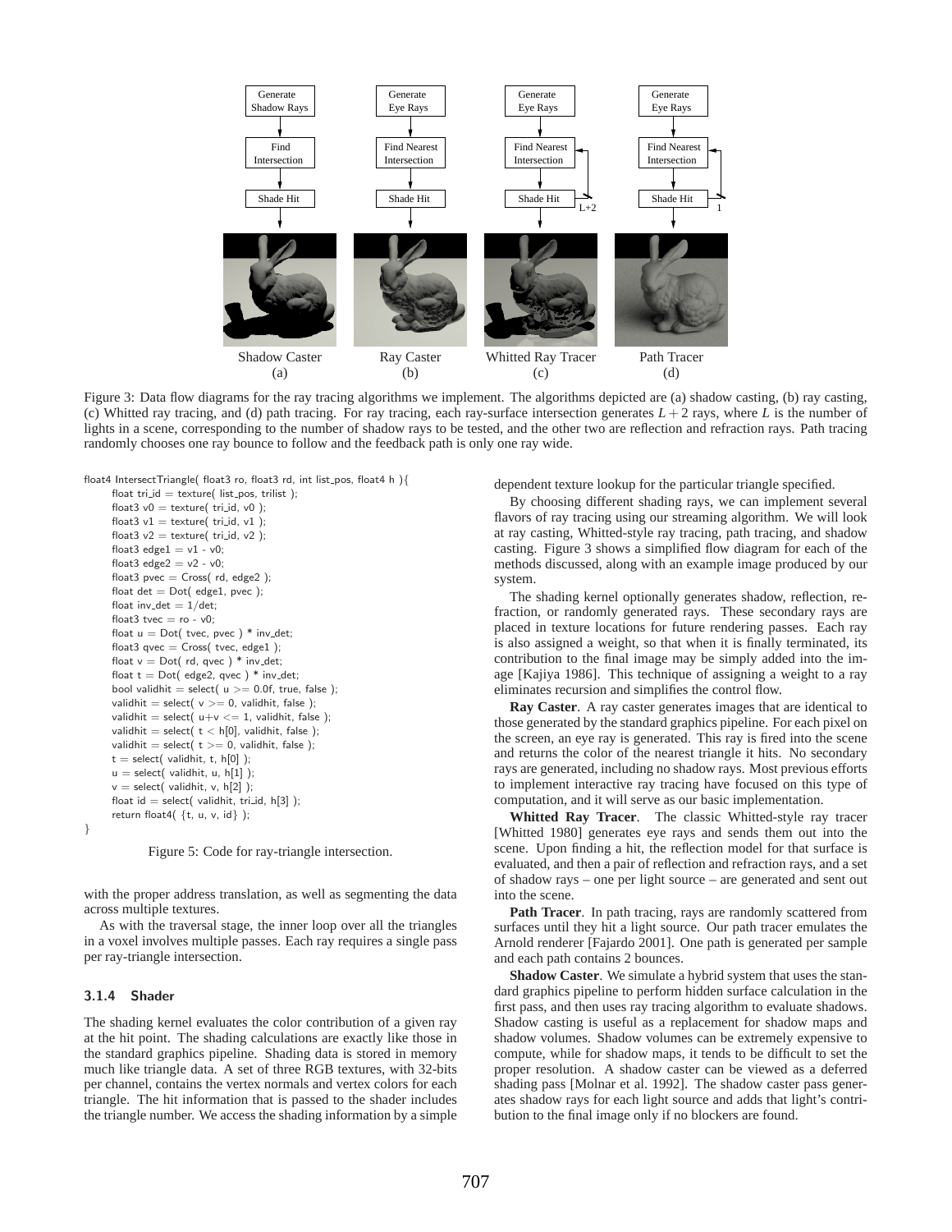Generate Shadow Rays
Find Intersection
Shade Hit

Generate Eye Rays
Find Nearest Intersection
Shade Hit

Generate Eye Rays
Find Nearest Intersection
Shade Hit
L+2

Generate Eye Rays
Find Nearest Intersection
Shade Hit
1

Shadow Caster
(a)

Ray Caster
(b)

Whitted Ray Tracer
(c)

Path Tracer
(d)

Figure 3: Data flow diagrams for the ray tracing algorithms we implement. The algorithms depicted are (a) shadow casting, (b) ray casting, (c) Whitted ray tracing, and (d) path tracing. For ray tracing, each ray-surface intersection generates $L+2$ rays, where $L$ is the number of lights in a scene, corresponding to the number of shadow rays to be tested, and the other two are reflection and refraction rays. Path tracing randomly chooses one ray bounce to follow and the feedback path is only one ray wide.

```
float4 IntersectTriangle( float3 ro, float3 rd, int list_pos, float4 h ){
    float tri_id = texture( list_pos, trilist );
    float3 v0 = texture( tri_id, v0 );
    float3 v1 = texture( tri_id, v1 );
    float3 v2 = texture( tri_id, v2 );
    float3 edge1 = v1 - v0;
    float3 edge2 = v2 - v0;
    float3 pvec = Cross( rd, edge2 );
    float det = Dot( edge1, pvec );
    float inv_det = 1/det;
    float3 tvec = ro - v0;
    float u = Dot( tvec, pvec ) * inv_det;
    float3 qvec = Cross( tvec, edge1 );
    float v = Dot( rd, qvec ) * inv_det;
    float t = Dot( edge2, qvec ) * inv_det;
    bool validhit = select( u >= 0.0f, true, false );
    validhit = select( v >= 0, validhit, false );
    validhit = select( u+v <= 1, validhit, false );
    validhit = select( t < h[0], validhit, false );
    validhit = select( t >= 0, validhit, false );
    t = select( validhit, t, h[0] );
    u = select( validhit, u, h[1] );
    v = select( validhit, v, h[2] );
    float id = select( validhit, tri_id, h[3] );
    return float4( {t, u, v, id} );
}
```

Figure 5: Code for ray-triangle intersection.

with the proper address translation, as well as segmenting the data across multiple textures.

As with the traversal stage, the inner loop over all the triangles in a voxel involves multiple passes. Each ray requires a single pass per ray-triangle intersection.

### 3.1.4 Shader

The shading kernel evaluates the color contribution of a given ray at the hit point. The shading calculations are exactly like those in the standard graphics pipeline. Shading data is stored in memory much like triangle data. A set of three RGB textures, with 32-bits per channel, contains the vertex normals and vertex colors for each triangle. The hit information that is passed to the shader includes the triangle number. We access the shading information by a simple dependent texture lookup for the particular triangle specified.

By choosing different shading rays, we can implement several flavors of ray tracing using our streaming algorithm. We will look at ray casting, Whitted-style ray tracing, path tracing, and shadow casting. Figure 3 shows a simplified flow diagram for each of the methods discussed, along with an example image produced by our system.

The shading kernel optionally generates shadow, reflection, refraction, or randomly generated rays. These secondary rays are placed in texture locations for future rendering passes. Each ray is also assigned a weight, so that when it is finally terminated, its contribution to the final image may be simply added into the image [Kajiya 1986]. This technique of assigning a weight to a ray eliminates recursion and simplifies the control flow.

**Ray Caster**. A ray caster generates images that are identical to those generated by the standard graphics pipeline. For each pixel on the screen, an eye ray is generated. This ray is fired into the scene and returns the color of the nearest triangle it hits. No secondary rays are generated, including no shadow rays. Most previous efforts to implement interactive ray tracing have focused on this type of computation, and it will serve as our basic implementation.

**Whitted Ray Tracer**. The classic Whitted-style ray tracer [Whitted 1980] generates eye rays and sends them out into the scene. Upon finding a hit, the reflection model for that surface is evaluated, and then a pair of reflection and refraction rays, and a set of shadow rays – one per light source – are generated and sent out into the scene.

**Path Tracer**. In path tracing, rays are randomly scattered from surfaces until they hit a light source. Our path tracer emulates the Arnold renderer [Fajardo 2001]. One path is generated per sample and each path contains 2 bounces.

**Shadow Caster**. We simulate a hybrid system that uses the standard graphics pipeline to perform hidden surface calculation in the first pass, and then uses ray tracing algorithm to evaluate shadows. Shadow casting is useful as a replacement for shadow maps and shadow volumes. Shadow volumes can be extremely expensive to compute, while for shadow maps, it tends to be difficult to set the proper resolution. A shadow caster can be viewed as a deferred shading pass [Molnar et al. 1992]. The shadow caster pass generates shadow rays for each light source and adds that light's contribution to the final image only if no blockers are found.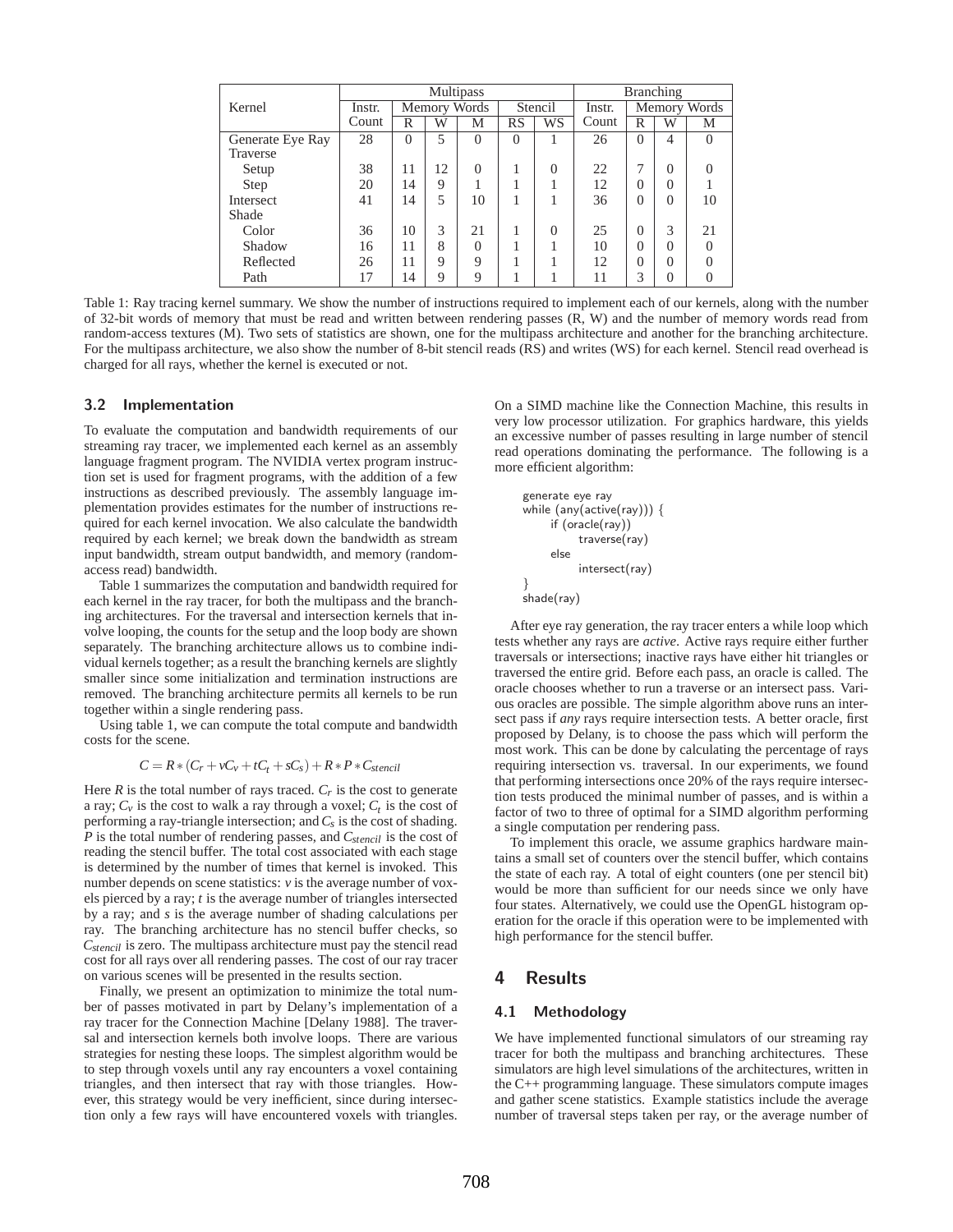| Kernel | Multipass | | | | | | Branching | | | |
|---|---|---|---|---|---|---|---|---|---|---|
| | Instr. Count | Memory Words | | | Stencil | | Instr. Count | Memory Words | | |
| | | R | W | M | RS | WS | | R | W | M |
| Generate Eye Ray | 28 | 0 | 5 | 0 | 0 | 1 | 26 | 0 | 4 | 0 |
| Traverse | | | | | | | | | | |
| Setup | 38 | 11 | 12 | 0 | 1 | 0 | 22 | 7 | 0 | 0 |
| Step | 20 | 14 | 9 | 1 | 1 | 1 | 12 | 0 | 0 | 1 |
| Intersect | 41 | 14 | 5 | 10 | 1 | 1 | 36 | 0 | 0 | 10 |
| Shade | | | | | | | | | | |
| Color | 36 | 10 | 3 | 21 | 1 | 0 | 25 | 0 | 3 | 21 |
| Shadow | 16 | 11 | 8 | 0 | 1 | 1 | 10 | 0 | 0 | 0 |
| Reflected | 26 | 11 | 9 | 9 | 1 | 1 | 12 | 0 | 0 | 0 |
| Path | 17 | 14 | 9 | 9 | 1 | 1 | 11 | 3 | 0 | 0 |

Table 1: Ray tracing kernel summary. We show the number of instructions required to implement each of our kernels, along with the number of 32-bit words of memory that must be read and written between rendering passes (R, W) and the number of memory words read from random-access textures (M). Two sets of statistics are shown, one for the multipass architecture and another for the branching architecture. For the multipass architecture, we also show the number of 8-bit stencil reads (RS) and writes (WS) for each kernel. Stencil read overhead is charged for all rays, whether the kernel is executed or not.

### 3.2 Implementation

To evaluate the computation and bandwidth requirements of our streaming ray tracer, we implemented each kernel as an assembly language fragment program. The NVIDIA vertex program instruction set is used for fragment programs, with the addition of a few instructions as described previously. The assembly language implementation provides estimates for the number of instructions required for each kernel invocation. We also calculate the bandwidth required by each kernel; we break down the bandwidth as stream input bandwidth, stream output bandwidth, and memory (random-access read) bandwidth.

Table 1 summarizes the computation and bandwidth required for each kernel in the ray tracer, for both the multipass and the branching architectures. For the traversal and intersection kernels that involve looping, the counts for the setup and the loop body are shown separately. The branching architecture allows us to combine individual kernels together; as a result the branching kernels are slightly smaller since some initialization and termination instructions are removed. The branching architecture permits all kernels to be run together within a single rendering pass.

Using table 1, we can compute the total compute and bandwidth costs for the scene.

$$C = R * (C_r + vC_v + tC_t + sC_s) + R * P * C_{stencil}$$

Here $R$ is the total number of rays traced. $C_r$ is the cost to generate a ray; $C_v$ is the cost to walk a ray through a voxel; $C_t$ is the cost of performing a ray-triangle intersection; and $C_s$ is the cost of shading. $P$ is the total number of rendering passes, and $C_{stencil}$ is the cost of reading the stencil buffer. The total cost associated with each stage is determined by the number of times that kernel is invoked. This number depends on scene statistics: $v$ is the average number of voxels pierced by a ray; $t$ is the average number of triangles intersected by a ray; and $s$ is the average number of shading calculations per ray. The branching architecture has no stencil buffer checks, so $C_{stencil}$ is zero. The multipass architecture must pay the stencil read cost for all rays over all rendering passes. The cost of our ray tracer on various scenes will be presented in the results section.

Finally, we present an optimization to minimize the total number of passes motivated in part by Delany's implementation of a ray tracer for the Connection Machine [Delany 1988]. The traversal and intersection kernels both involve loops. There are various strategies for nesting these loops. The simplest algorithm would be to step through voxels until any ray encounters a voxel containing triangles, and then intersect that ray with those triangles. However, this strategy would be very inefficient, since during intersection only a few rays will have encountered voxels with triangles. On a SIMD machine like the Connection Machine, this results in very low processor utilization. For graphics hardware, this yields an excessive number of passes resulting in large number of stencil read operations dominating the performance. The following is a more efficient algorithm:

```
generate eye ray
while (any(active(ray))) {
    if (oracle(ray))
        traverse(ray)
    else
        intersect(ray)
}
shade(ray)
```

After eye ray generation, the ray tracer enters a while loop which tests whether any rays are *active*. Active rays require either further traversals or intersections; inactive rays have either hit triangles or traversed the entire grid. Before each pass, an oracle is called. The oracle chooses whether to run a traverse or an intersect pass. Various oracles are possible. The simple algorithm above runs an intersect pass if *any* rays require intersection tests. A better oracle, first proposed by Delany, is to choose the pass which will perform the most work. This can be done by calculating the percentage of rays requiring intersection vs. traversal. In our experiments, we found that performing intersections once 20% of the rays require intersection tests produced the minimal number of passes, and is within a factor of two to three of optimal for a SIMD algorithm performing a single computation per rendering pass.

To implement this oracle, we assume graphics hardware maintains a small set of counters over the stencil buffer, which contains the state of each ray. A total of eight counters (one per stencil bit) would be more than sufficient for our needs since we only have four states. Alternatively, we could use the OpenGL histogram operation for the oracle if this operation were to be implemented with high performance for the stencil buffer.

## 4 Results

### 4.1 Methodology

We have implemented functional simulators of our streaming ray tracer for both the multipass and branching architectures. These simulators are high level simulations of the architectures, written in the C++ programming language. These simulators compute images and gather scene statistics. Example statistics include the average number of traversal steps taken per ray, or the average number of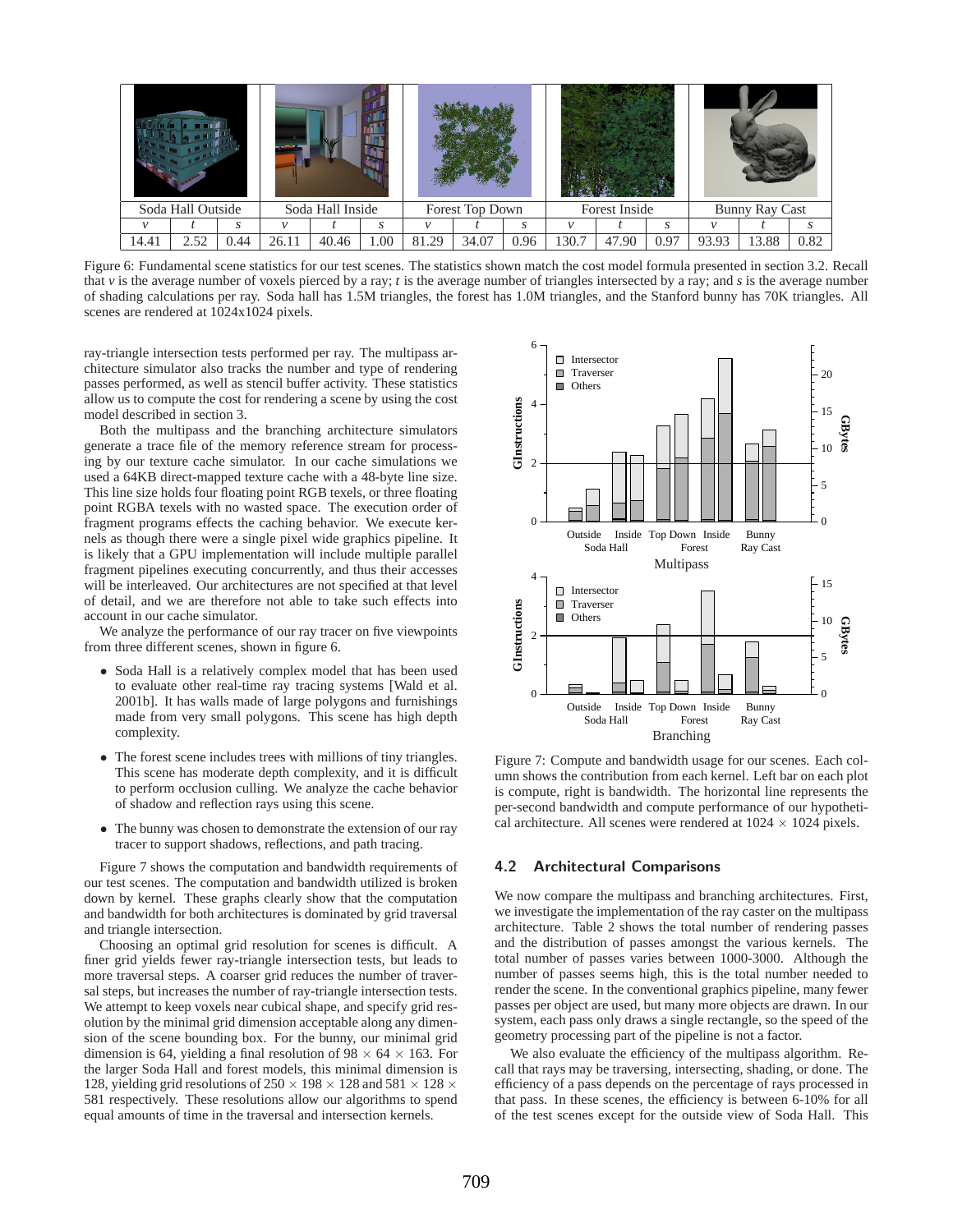| Soda Hall Outside | | | Soda Hall Inside | | | Forest Top Down | | | Forest Inside | | | Bunny Ray Cast | | |
|---|---|---|---|---|---|---|---|---|---|---|---|---|---|---|
| $v$ | $t$ | $s$ | $v$ | $t$ | $s$ | $v$ | $t$ | $s$ | $v$ | $t$ | $s$ | $v$ | $t$ | $s$ |
| 14.41 | 2.52 | 0.44 | 26.11 | 40.46 | 1.00 | 81.29 | 34.07 | 0.96 | 130.7 | 47.90 | 0.97 | 93.93 | 13.88 | 0.82 |

Figure 6: Fundamental scene statistics for our test scenes. The statistics shown match the cost model formula presented in section 3.2. Recall that $v$ is the average number of voxels pierced by a ray; $t$ is the average number of triangles intersected by a ray; and $s$ is the average number of shading calculations per ray. Soda hall has 1.5M triangles, the forest has 1.0M triangles, and the Stanford bunny has 70K triangles. All scenes are rendered at 1024x1024 pixels.

ray-triangle intersection tests performed per ray. The multipass architecture simulator also tracks the number and type of rendering passes performed, as well as stencil buffer activity. These statistics allow us to compute the cost for rendering a scene by using the cost model described in section 3.

Both the multipass and the branching architecture simulators generate a trace file of the memory reference stream for processing by our texture cache simulator. In our cache simulations we used a 64KB direct-mapped texture cache with a 48-byte line size. This line size holds four floating point RGB texels, or three floating point RGBA texels with no wasted space. The execution order of fragment programs effects the caching behavior. We execute kernels as though there were a single pixel wide graphics pipeline. It is likely that a GPU implementation will include multiple parallel fragment pipelines executing concurrently, and thus their accesses will be interleaved. Our architectures are not specified at that level of detail, and we are therefore not able to take such effects into account in our cache simulator.

We analyze the performance of our ray tracer on five viewpoints from three different scenes, shown in figure 6.

- Soda Hall is a relatively complex model that has been used to evaluate other real-time ray tracing systems [Wald et al. 2001b]. It has walls made of large polygons and furnishings made from very small polygons. This scene has high depth complexity.
- The forest scene includes trees with millions of tiny triangles. This scene has moderate depth complexity, and it is difficult to perform occlusion culling. We analyze the cache behavior of shadow and reflection rays using this scene.
- The bunny was chosen to demonstrate the extension of our ray tracer to support shadows, reflections, and path tracing.

Figure 7 shows the computation and bandwidth requirements of our test scenes. The computation and bandwidth utilized is broken down by kernel. These graphs clearly show that the computation and bandwidth for both architectures is dominated by grid traversal and triangle intersection.

Choosing an optimal grid resolution for scenes is difficult. A finer grid yields fewer ray-triangle intersection tests, but leads to more traversal steps. A coarser grid reduces the number of traversal steps, but increases the number of ray-triangle intersection tests. We attempt to keep voxels near cubical shape, and specify grid resolution by the minimal grid dimension acceptable along any dimension of the scene bounding box. For the bunny, our minimal grid dimension is 64, yielding a final resolution of $98 \times 64 \times 163$. For the larger Soda Hall and forest models, this minimal dimension is 128, yielding grid resolutions of $250 \times 198 \times 128$ and $581 \times 128 \times 581$ respectively. These resolutions allow our algorithms to spend equal amounts of time in the traversal and intersection kernels.

Multipass

GInstructions: 0, 2, 4, 6

GBytes: 0, 5, 10, 15, 20

Intersector
Traverser
Others

Outside Inside Soda Hall — Top Down Inside Forest — Bunny Ray Cast

Branching

GInstructions: 0, 2, 4

GBytes: 0, 5, 10, 15

Intersector
Traverser
Others

Outside Inside Soda Hall — Top Down Inside Forest — Bunny Ray Cast

Figure 7: Compute and bandwidth usage for our scenes. Each column shows the contribution from each kernel. Left bar on each plot is compute, right is bandwidth. The horizontal line represents the per-second bandwidth and compute performance of our hypothetical architecture. All scenes were rendered at $1024 \times 1024$ pixels.

### 4.2 Architectural Comparisons

We now compare the multipass and branching architectures. First, we investigate the implementation of the ray caster on the multipass architecture. Table 2 shows the total number of rendering passes and the distribution of passes amongst the various kernels. The total number of passes varies between 1000-3000. Although the number of passes seems high, this is the total number needed to render the scene. In the conventional graphics pipeline, many fewer passes per object are used, but many more objects are drawn. In our system, each pass only draws a single rectangle, so the speed of the geometry processing part of the pipeline is not a factor.

We also evaluate the efficiency of the multipass algorithm. Recall that rays may be traversing, intersecting, shading, or done. The efficiency of a pass depends on the percentage of rays processed in that pass. In these scenes, the efficiency is between 6-10% for all of the test scenes except for the outside view of Soda Hall. This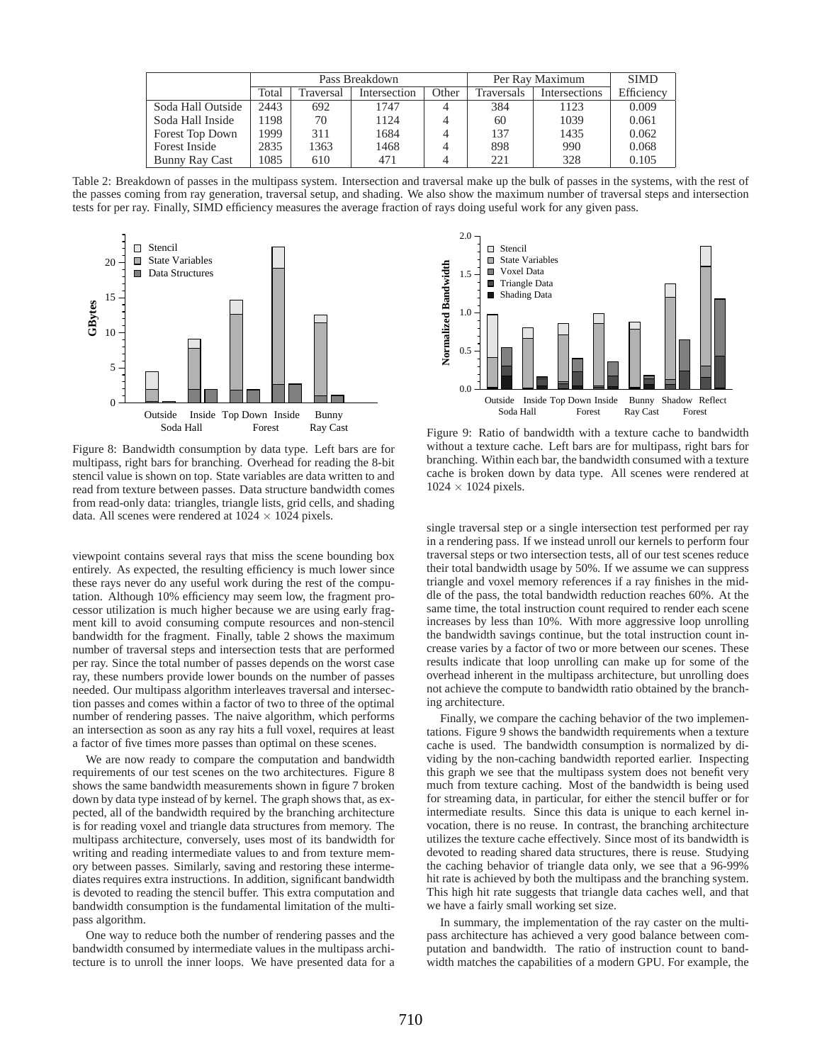| | Pass Breakdown | | | | Per Ray Maximum | | SIMD |
|---|---|---|---|---|---|---|---|
| | Total | Traversal | Intersection | Other | Traversals | Intersections | Efficiency |
| Soda Hall Outside | 2443 | 692 | 1747 | 4 | 384 | 1123 | 0.009 |
| Soda Hall Inside | 1198 | 70 | 1124 | 4 | 60 | 1039 | 0.061 |
| Forest Top Down | 1999 | 311 | 1684 | 4 | 137 | 1435 | 0.062 |
| Forest Inside | 2835 | 1363 | 1468 | 4 | 898 | 990 | 0.068 |
| Bunny Ray Cast | 1085 | 610 | 471 | 4 | 221 | 328 | 0.105 |

Table 2: Breakdown of passes in the multipass system. Intersection and traversal make up the bulk of passes in the systems, with the rest of the passes coming from ray generation, traversal setup, and shading. We also show the maximum number of traversal steps and intersection tests for per ray. Finally, SIMD efficiency measures the average fraction of rays doing useful work for any given pass.

GBytes
Stencil
State Variables
Data Structures
0
5
10
15
20
Outside Inside Top Down Inside Bunny
Soda Hall Forest Ray Cast

Figure 8: Bandwidth consumption by data type. Left bars are for multipass, right bars for branching. Overhead for reading the 8-bit stencil value is shown on top. State variables are data written to and read from texture between passes. Data structure bandwidth comes from read-only data: triangles, triangle lists, grid cells, and shading data. All scenes were rendered at $1024 \times 1024$ pixels.

Normalized Bandwidth
Stencil
State Variables
Voxel Data
Triangle Data
Shading Data
0.0
0.5
1.0
1.5
2.0
Outside Inside Top Down Inside Bunny Shadow Reflect
Soda Hall Forest Ray Cast Forest

Figure 9: Ratio of bandwidth with a texture cache to bandwidth without a texture cache. Left bars are for multipass, right bars for branching. Within each bar, the bandwidth consumed with a texture cache is broken down by data type. All scenes were rendered at $1024 \times 1024$ pixels.

viewpoint contains several rays that miss the scene bounding box entirely. As expected, the resulting efficiency is much lower since these rays never do any useful work during the rest of the computation. Although 10% efficiency may seem low, the fragment processor utilization is much higher because we are using early fragment kill to avoid consuming compute resources and non-stencil bandwidth for the fragment. Finally, table 2 shows the maximum number of traversal steps and intersection tests that are performed per ray. Since the total number of passes depends on the worst case ray, these numbers provide lower bounds on the number of passes needed. Our multipass algorithm interleaves traversal and intersection passes and comes within a factor of two to three of the optimal number of rendering passes. The naive algorithm, which performs an intersection as soon as any ray hits a full voxel, requires at least a factor of five times more passes than optimal on these scenes.

We are now ready to compare the computation and bandwidth requirements of our test scenes on the two architectures. Figure 8 shows the same bandwidth measurements shown in figure 7 broken down by data type instead of by kernel. The graph shows that, as expected, all of the bandwidth required by the branching architecture is for reading voxel and triangle data structures from memory. The multipass architecture, conversely, uses most of its bandwidth for writing and reading intermediate values to and from texture memory between passes. Similarly, saving and restoring these intermediates requires extra instructions. In addition, significant bandwidth is devoted to reading the stencil buffer. This extra computation and bandwidth consumption is the fundamental limitation of the multipass algorithm.

One way to reduce both the number of rendering passes and the bandwidth consumed by intermediate values in the multipass architecture is to unroll the inner loops. We have presented data for a single traversal step or a single intersection test performed per ray in a rendering pass. If we instead unroll our kernels to perform four traversal steps or two intersection tests, all of our test scenes reduce their total bandwidth usage by 50%. If we assume we can suppress triangle and voxel memory references if a ray finishes in the middle of the pass, the total bandwidth reduction reaches 60%. At the same time, the total instruction count required to render each scene increases by less than 10%. With more aggressive loop unrolling the bandwidth savings continue, but the total instruction count increase varies by a factor of two or more between our scenes. These results indicate that loop unrolling can make up for some of the overhead inherent in the multipass architecture, but unrolling does not achieve the compute to bandwidth ratio obtained by the branching architecture.

Finally, we compare the caching behavior of the two implementations. Figure 9 shows the bandwidth requirements when a texture cache is used. The bandwidth consumption is normalized by dividing by the non-caching bandwidth reported earlier. Inspecting this graph we see that the multipass system does not benefit very much from texture caching. Most of the bandwidth is being used for streaming data, in particular, for either the stencil buffer or for intermediate results. Since this data is unique to each kernel invocation, there is no reuse. In contrast, the branching architecture utilizes the texture cache effectively. Since most of its bandwidth is devoted to reading shared data structures, there is reuse. Studying the caching behavior of triangle data only, we see that a 96-99% hit rate is achieved by both the multipass and the branching system. This high hit rate suggests that triangle data caches well, and that we have a fairly small working set size.

In summary, the implementation of the ray caster on the multipass architecture has achieved a very good balance between computation and bandwidth. The ratio of instruction count to bandwidth matches the capabilities of a modern GPU. For example, the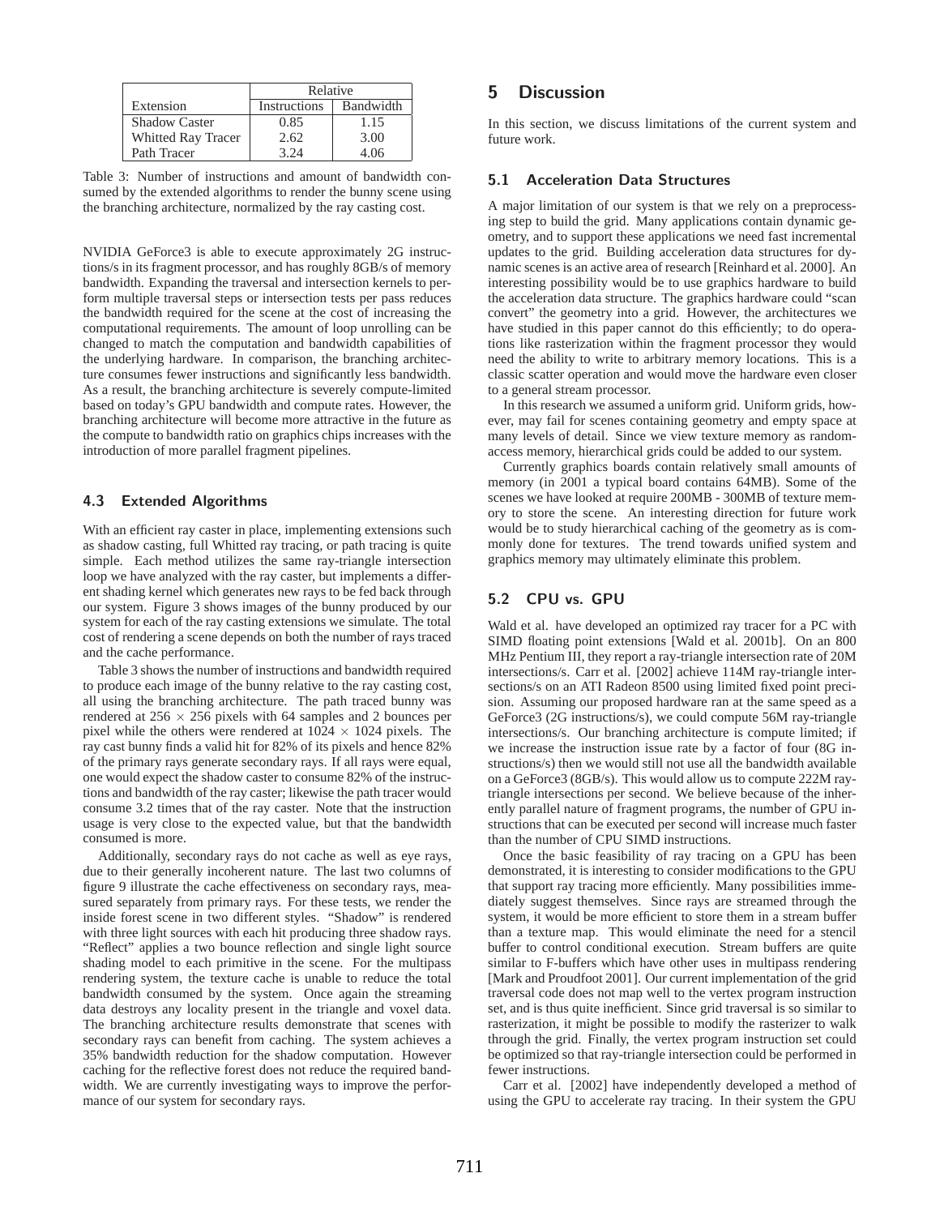| Extension | Relative | |
|---|---|---|
| | Instructions | Bandwidth |
| Shadow Caster | 0.85 | 1.15 |
| Whitted Ray Tracer | 2.62 | 3.00 |
| Path Tracer | 3.24 | 4.06 |

Table 3: Number of instructions and amount of bandwidth consumed by the extended algorithms to render the bunny scene using the branching architecture, normalized by the ray casting cost.

NVIDIA GeForce3 is able to execute approximately 2G instructions/s in its fragment processor, and has roughly 8GB/s of memory bandwidth. Expanding the traversal and intersection kernels to perform multiple traversal steps or intersection tests per pass reduces the bandwidth required for the scene at the cost of increasing the computational requirements. The amount of loop unrolling can be changed to match the computation and bandwidth capabilities of the underlying hardware. In comparison, the branching architecture consumes fewer instructions and significantly less bandwidth. As a result, the branching architecture is severely compute-limited based on today's GPU bandwidth and compute rates. However, the branching architecture will become more attractive in the future as the compute to bandwidth ratio on graphics chips increases with the introduction of more parallel fragment pipelines.

### 4.3 Extended Algorithms

With an efficient ray caster in place, implementing extensions such as shadow casting, full Whitted ray tracing, or path tracing is quite simple. Each method utilizes the same ray-triangle intersection loop we have analyzed with the ray caster, but implements a different shading kernel which generates new rays to be fed back through our system. Figure 3 shows images of the bunny produced by our system for each of the ray casting extensions we simulate. The total cost of rendering a scene depends on both the number of rays traced and the cache performance.

Table 3 shows the number of instructions and bandwidth required to produce each image of the bunny relative to the ray casting cost, all using the branching architecture. The path traced bunny was rendered at $256 \times 256$ pixels with 64 samples and 2 bounces per pixel while the others were rendered at $1024 \times 1024$ pixels. The ray cast bunny finds a valid hit for 82% of its pixels and hence 82% of the primary rays generate secondary rays. If all rays were equal, one would expect the shadow caster to consume 82% of the instructions and bandwidth of the ray caster; likewise the path tracer would consume 3.2 times that of the ray caster. Note that the instruction usage is very close to the expected value, but that the bandwidth consumed is more.

Additionally, secondary rays do not cache as well as eye rays, due to their generally incoherent nature. The last two columns of figure 9 illustrate the cache effectiveness on secondary rays, measured separately from primary rays. For these tests, we render the inside forest scene in two different styles. "Shadow" is rendered with three light sources with each hit producing three shadow rays. "Reflect" applies a two bounce reflection and single light source shading model to each primitive in the scene. For the multipass rendering system, the texture cache is unable to reduce the total bandwidth consumed by the system. Once again the streaming data destroys any locality present in the triangle and voxel data. The branching architecture results demonstrate that scenes with secondary rays can benefit from caching. The system achieves a 35% bandwidth reduction for the shadow computation. However caching for the reflective forest does not reduce the required bandwidth. We are currently investigating ways to improve the performance of our system for secondary rays.

## 5 Discussion

In this section, we discuss limitations of the current system and future work.

### 5.1 Acceleration Data Structures

A major limitation of our system is that we rely on a preprocessing step to build the grid. Many applications contain dynamic geometry, and to support these applications we need fast incremental updates to the grid. Building acceleration data structures for dynamic scenes is an active area of research [Reinhard et al. 2000]. An interesting possibility would be to use graphics hardware to build the acceleration data structure. The graphics hardware could "scan convert" the geometry into a grid. However, the architectures we have studied in this paper cannot do this efficiently; to do operations like rasterization within the fragment processor they would need the ability to write to arbitrary memory locations. This is a classic scatter operation and would move the hardware even closer to a general stream processor.

In this research we assumed a uniform grid. Uniform grids, however, may fail for scenes containing geometry and empty space at many levels of detail. Since we view texture memory as random-access memory, hierarchical grids could be added to our system.

Currently graphics boards contain relatively small amounts of memory (in 2001 a typical board contains 64MB). Some of the scenes we have looked at require 200MB - 300MB of texture memory to store the scene. An interesting direction for future work would be to study hierarchical caching of the geometry as is commonly done for textures. The trend towards unified system and graphics memory may ultimately eliminate this problem.

### 5.2 CPU vs. GPU

Wald et al. have developed an optimized ray tracer for a PC with SIMD floating point extensions [Wald et al. 2001b]. On an 800 MHz Pentium III, they report a ray-triangle intersection rate of 20M intersections/s. Carr et al. [2002] achieve 114M ray-triangle intersections/s on an ATI Radeon 8500 using limited fixed point precision. Assuming our proposed hardware ran at the same speed as a GeForce3 (2G instructions/s), we could compute 56M ray-triangle intersections/s. Our branching architecture is compute limited; if we increase the instruction issue rate by a factor of four (8G instructions/s) then we would still not use all the bandwidth available on a GeForce3 (8GB/s). This would allow us to compute 222M ray-triangle intersections per second. We believe because of the inherently parallel nature of fragment programs, the number of GPU instructions that can be executed per second will increase much faster than the number of CPU SIMD instructions.

Once the basic feasibility of ray tracing on a GPU has been demonstrated, it is interesting to consider modifications to the GPU that support ray tracing more efficiently. Many possibilities immediately suggest themselves. Since rays are streamed through the system, it would be more efficient to store them in a stream buffer than a texture map. This would eliminate the need for a stencil buffer to control conditional execution. Stream buffers are quite similar to F-buffers which have other uses in multipass rendering [Mark and Proudfoot 2001]. Our current implementation of the grid traversal code does not map well to the vertex program instruction set, and is thus quite inefficient. Since grid traversal is so similar to rasterization, it might be possible to modify the rasterizer to walk through the grid. Finally, the vertex program instruction set could be optimized so that ray-triangle intersection could be performed in fewer instructions.

Carr et al. [2002] have independently developed a method of using the GPU to accelerate ray tracing. In their system the GPU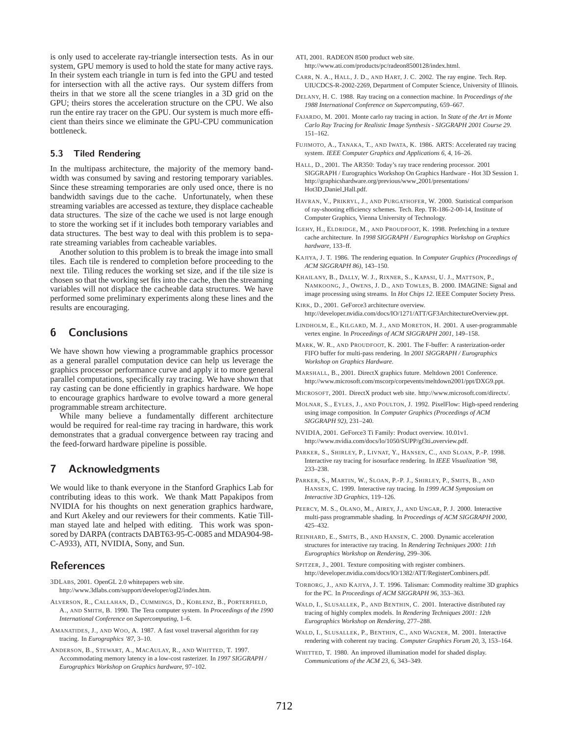is only used to accelerate ray-triangle intersection tests. As in our system, GPU memory is used to hold the state for many active rays. In their system each triangle in turn is fed into the GPU and tested for intersection with all the active rays. Our system differs from theirs in that we store all the scene triangles in a 3D grid on the GPU; theirs stores the acceleration structure on the CPU. We also run the entire ray tracer on the GPU. Our system is much more efficient than theirs since we eliminate the GPU-CPU communication bottleneck.

### 5.3 Tiled Rendering

In the multipass architecture, the majority of the memory bandwidth was consumed by saving and restoring temporary variables. Since these streaming temporaries are only used once, there is no bandwidth savings due to the cache. Unfortunately, when these streaming variables are accessed as texture, they displace cacheable data structures. The size of the cache we used is not large enough to store the working set if it includes both temporary variables and data structures. The best way to deal with this problem is to separate streaming variables from cacheable variables.

Another solution to this problem is to break the image into small tiles. Each tile is rendered to completion before proceeding to the next tile. Tiling reduces the working set size, and if the tile size is chosen so that the working set fits into the cache, then the streaming variables will not displace the cacheable data structures. We have performed some preliminary experiments along these lines and the results are encouraging.

## 6 Conclusions

We have shown how viewing a programmable graphics processor as a general parallel computation device can help us leverage the graphics processor performance curve and apply it to more general parallel computations, specifically ray tracing. We have shown that ray casting can be done efficiently in graphics hardware. We hope to encourage graphics hardware to evolve toward a more general programmable stream architecture.

While many believe a fundamentally different architecture would be required for real-time ray tracing in hardware, this work demonstrates that a gradual convergence between ray tracing and the feed-forward hardware pipeline is possible.

## 7 Acknowledgments

We would like to thank everyone in the Stanford Graphics Lab for contributing ideas to this work. We thank Matt Papakipos from NVIDIA for his thoughts on next generation graphics hardware, and Kurt Akeley and our reviewers for their comments. Katie Tillman stayed late and helped with editing. This work was sponsored by DARPA (contracts DABT63-95-C-0085 and MDA904-98-C-A933), ATI, NVIDIA, Sony, and Sun.

## References

3DLABS, 2001. OpenGL 2.0 whitepapers web site. http://www.3dlabs.com/support/developer/ogl2/index.htm.

ALVERSON, R., CALLAHAN, D., CUMMINGS, D., KOBLENZ, B., PORTERFIELD, A., AND SMITH, B. 1990. The Tera computer system. In *Proceedings of the 1990 International Conference on Supercomputing*, 1–6.

AMANATIDES, J., AND WOO, A. 1987. A fast voxel traversal algorithm for ray tracing. In *Eurographics '87*, 3–10.

ANDERSON, B., STEWART, A., MACAULAY, R., AND WHITTED, T. 1997. Accommodating memory latency in a low-cost rasterizer. In *1997 SIGGRAPH / Eurographics Workshop on Graphics hardware*, 97–102.

ATI, 2001. RADEON 8500 product web site. http://www.ati.com/products/pc/radeon8500128/index.html.

CARR, N. A., HALL, J. D., AND HART, J. C. 2002. The ray engine. Tech. Rep. UIUCDCS-R-2002-2269, Department of Computer Science, University of Illinois.

DELANY, H. C. 1988. Ray tracing on a connection machine. In *Proceedings of the 1988 International Conference on Supercomputing*, 659–667.

FAJARDO, M. 2001. Monte carlo ray tracing in action. In *State of the Art in Monte Carlo Ray Tracing for Realistic Image Synthesis - SIGGRAPH 2001 Course 29*. 151–162.

FUJIMOTO, A., TANAKA, T., AND IWATA, K. 1986. ARTS: Accelerated ray tracing system. *IEEE Computer Graphics and Applications 6*, 4, 16–26.

HALL, D., 2001. The AR350: Today's ray trace rendering processor. 2001 SIGGRAPH / Eurographics Workshop On Graphics Hardware - Hot 3D Session 1. http://graphicshardware.org/previous/www_2001/presentations/Hot3D_Daniel_Hall.pdf.

HAVRAN, V., PRIKRYL, J., AND PURGATHOFER, W. 2000. Statistical comparison of ray-shooting efficiency schemes. Tech. Rep. TR-186-2-00-14, Institute of Computer Graphics, Vienna University of Technology.

IGEHY, H., ELDRIDGE, M., AND PROUDFOOT, K. 1998. Prefetching in a texture cache architecture. In *1998 SIGGRAPH / Eurographics Workshop on Graphics hardware*, 133–ff.

KAJIYA, J. T. 1986. The rendering equation. In *Computer Graphics (Proceedings of ACM SIGGRAPH 86)*, 143–150.

KHAILANY, B., DALLY, W. J., RIXNER, S., KAPASI, U. J., MATTSON, P., NAMKOONG, J., OWENS, J. D., AND TOWLES, B. 2000. IMAGINE: Signal and image processing using streams. In *Hot Chips 12*. IEEE Computer Society Press.

KIRK, D., 2001. GeForce3 architecture overview. http://developer.nvidia.com/docs/IO/1271/ATT/GF3ArchitectureOverview.ppt.

LINDHOLM, E., KILGARD, M. J., AND MORETON, H. 2001. A user-programmable vertex engine. In *Proceedings of ACM SIGGRAPH 2001*, 149–158.

MARK, W. R., AND PROUDFOOT, K. 2001. The F-buffer: A rasterization-order FIFO buffer for multi-pass rendering. In *2001 SIGGRAPH / Eurographics Workshop on Graphics Hardware*.

MARSHALL, B., 2001. DirectX graphics future. Meltdown 2001 Conference. http://www.microsoft.com/mscorp/corpevents/meltdown2001/ppt/DXG9.ppt.

MICROSOFT, 2001. DirectX product web site. http://www.microsoft.com/directx/.

MOLNAR, S., EYLES, J., AND POULTON, J. 1992. PixelFlow: High-speed rendering using image composition. In *Computer Graphics (Proceedings of ACM SIGGRAPH 92)*, 231–240.

NVIDIA, 2001. GeForce3 Ti Family: Product overview. 10.01v1. http://www.nvidia.com/docs/lo/1050/SUPP/gf3ti_overview.pdf.

PARKER, S., SHIRLEY, P., LIVNAT, Y., HANSEN, C., AND SLOAN, P.-P. 1998. Interactive ray tracing for isosurface rendering. In *IEEE Visualization '98*, 233–238.

PARKER, S., MARTIN, W., SLOAN, P.-P. J., SHIRLEY, P., SMITS, B., AND HANSEN, C. 1999. Interactive ray tracing. In *1999 ACM Symposium on Interactive 3D Graphics*, 119–126.

PEERCY, M. S., OLANO, M., AIREY, J., AND UNGAR, P. J. 2000. Interactive multi-pass programmable shading. In *Proceedings of ACM SIGGRAPH 2000*, 425–432.

REINHARD, E., SMITS, B., AND HANSEN, C. 2000. Dynamic acceleration structures for interactive ray tracing. In *Rendering Techniques 2000: 11th Eurographics Workshop on Rendering*, 299–306.

SPITZER, J., 2001. Texture compositing with register combiners. http://developer.nvidia.com/docs/IO/1382/ATT/RegisterCombiners.pdf.

TORBORG, J., AND KAJIYA, J. T. 1996. Talisman: Commodity realtime 3D graphics for the PC. In *Proceedings of ACM SIGGRAPH 96*, 353–363.

WALD, I., SLUSALLEK, P., AND BENTHIN, C. 2001. Interactive distributed ray tracing of highly complex models. In *Rendering Techniques 2001: 12th Eurographics Workshop on Rendering*, 277–288.

WALD, I., SLUSALLEK, P., BENTHIN, C., AND WAGNER, M. 2001. Interactive rendering with coherent ray tracing. *Computer Graphics Forum 20*, 3, 153–164.

WHITTED, T. 1980. An improved illumination model for shaded display. *Communications of the ACM 23*, 6, 343–349.